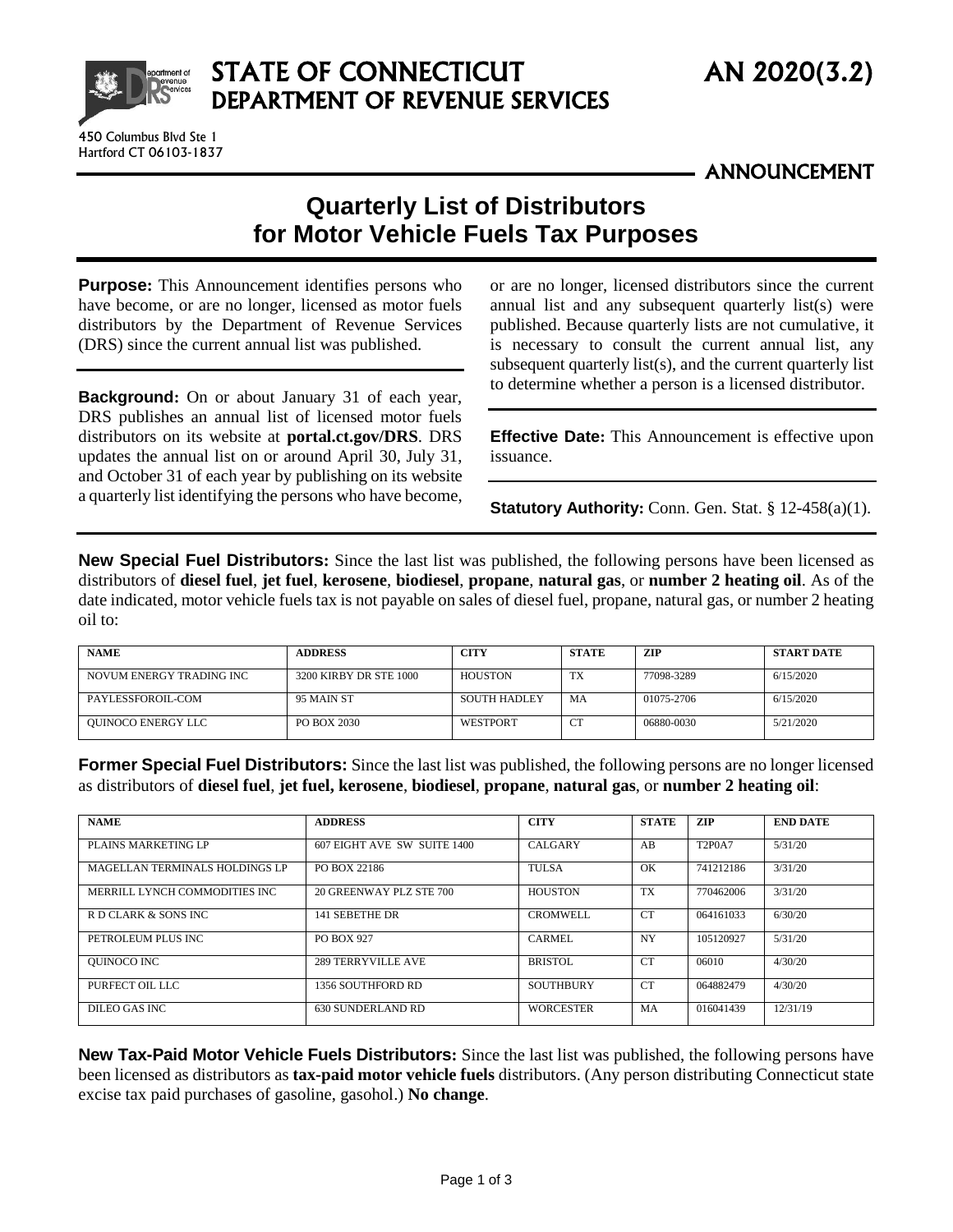STATE OF CONNECTICUT
DEPARTMENT OF REVENUE SERVICES

AN 2020(3.2)

450 Columbus Blvd Ste 1
Hartford CT 06103-1837

ANNOUNCEMENT

# Quarterly List of Distributors for Motor Vehicle Fuels Tax Purposes

**Purpose:** This Announcement identifies persons who have become, or are no longer, licensed as motor fuels distributors by the Department of Revenue Services (DRS) since the current annual list was published.

**Background:** On or about January 31 of each year, DRS publishes an annual list of licensed motor fuels distributors on its website at **portal.ct.gov/DRS**. DRS updates the annual list on or around April 30, July 31, and October 31 of each year by publishing on its website a quarterly list identifying the persons who have become, or are no longer, licensed distributors since the current annual list and any subsequent quarterly list(s) were published. Because quarterly lists are not cumulative, it is necessary to consult the current annual list, any subsequent quarterly list(s), and the current quarterly list to determine whether a person is a licensed distributor.

**Effective Date:** This Announcement is effective upon issuance.

**Statutory Authority:** Conn. Gen. Stat. § 12-458(a)(1).

**New Special Fuel Distributors:** Since the last list was published, the following persons have been licensed as distributors of **diesel fuel**, **jet fuel**, **kerosene**, **biodiesel**, **propane**, **natural gas**, or **number 2 heating oil**. As of the date indicated, motor vehicle fuels tax is not payable on sales of diesel fuel, propane, natural gas, or number 2 heating oil to:

| NAME | ADDRESS | CITY | STATE | ZIP | START DATE |
|---|---|---|---|---|---|
| NOVUM ENERGY TRADING INC | 3200 KIRBY DR STE 1000 | HOUSTON | TX | 77098-3289 | 6/15/2020 |
| PAYLESSFOROIL-COM | 95 MAIN ST | SOUTH HADLEY | MA | 01075-2706 | 6/15/2020 |
| QUINOCO ENERGY LLC | PO BOX 2030 | WESTPORT | CT | 06880-0030 | 5/21/2020 |

**Former Special Fuel Distributors:** Since the last list was published, the following persons are no longer licensed as distributors of **diesel fuel**, **jet fuel, kerosene**, **biodiesel**, **propane**, **natural gas**, or **number 2 heating oil**:

| NAME | ADDRESS | CITY | STATE | ZIP | END DATE |
|---|---|---|---|---|---|
| PLAINS MARKETING LP | 607 EIGHT AVE SW SUITE 1400 | CALGARY | AB | T2P0A7 | 5/31/20 |
| MAGELLAN TERMINALS HOLDINGS LP | PO BOX 22186 | TULSA | OK | 741212186 | 3/31/20 |
| MERRILL LYNCH COMMODITIES INC | 20 GREENWAY PLZ STE 700 | HOUSTON | TX | 770462006 | 3/31/20 |
| R D CLARK & SONS INC | 141 SEBETHE DR | CROMWELL | CT | 064161033 | 6/30/20 |
| PETROLEUM PLUS INC | PO BOX 927 | CARMEL | NY | 105120927 | 5/31/20 |
| QUINOCO INC | 289 TERRYVILLE AVE | BRISTOL | CT | 06010 | 4/30/20 |
| PURFECT OIL LLC | 1356 SOUTHFORD RD | SOUTHBURY | CT | 064882479 | 4/30/20 |
| DILEO GAS INC | 630 SUNDERLAND RD | WORCESTER | MA | 016041439 | 12/31/19 |

**New Tax-Paid Motor Vehicle Fuels Distributors:** Since the last list was published, the following persons have been licensed as distributors as **tax-paid motor vehicle fuels** distributors. (Any person distributing Connecticut state excise tax paid purchases of gasoline, gasohol.) **No change**.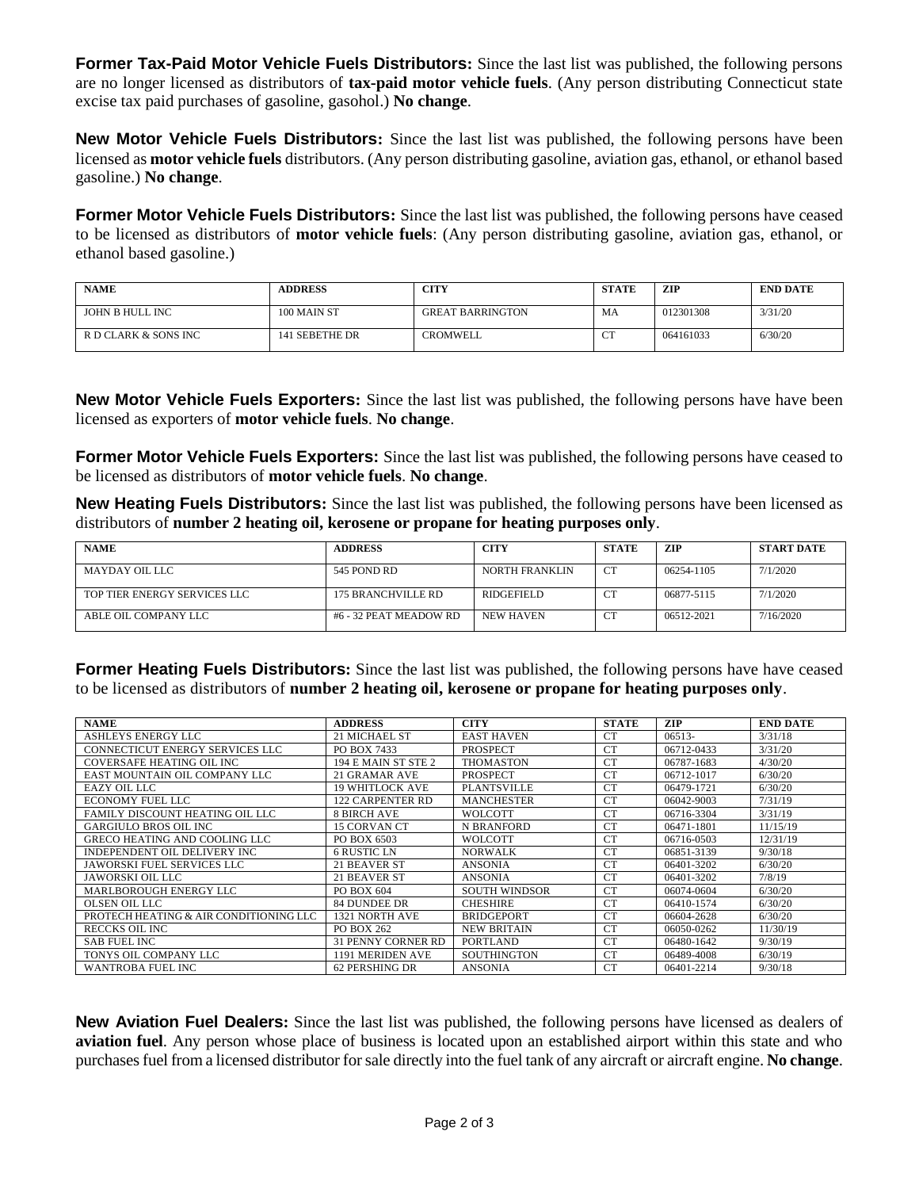**Former Tax-Paid Motor Vehicle Fuels Distributors:** Since the last list was published, the following persons are no longer licensed as distributors of **tax-paid motor vehicle fuels**. (Any person distributing Connecticut state excise tax paid purchases of gasoline, gasohol.) **No change**.

**New Motor Vehicle Fuels Distributors:** Since the last list was published, the following persons have been licensed as **motor vehicle fuels** distributors. (Any person distributing gasoline, aviation gas, ethanol, or ethanol based gasoline.) **No change**.

**Former Motor Vehicle Fuels Distributors:** Since the last list was published, the following persons have ceased to be licensed as distributors of **motor vehicle fuels**: (Any person distributing gasoline, aviation gas, ethanol, or ethanol based gasoline.)

| NAME | ADDRESS | CITY | STATE | ZIP | END DATE |
|---|---|---|---|---|---|
| JOHN B HULL INC | 100 MAIN ST | GREAT BARRINGTON | MA | 012301308 | 3/31/20 |
| R D CLARK & SONS INC | 141 SEBETHE DR | CROMWELL | CT | 064161033 | 6/30/20 |

**New Motor Vehicle Fuels Exporters:** Since the last list was published, the following persons have have been licensed as exporters of **motor vehicle fuels**. **No change**.

**Former Motor Vehicle Fuels Exporters:** Since the last list was published, the following persons have ceased to be licensed as distributors of **motor vehicle fuels**. **No change**.

**New Heating Fuels Distributors:** Since the last list was published, the following persons have been licensed as distributors of **number 2 heating oil, kerosene or propane for heating purposes only**.

| NAME | ADDRESS | CITY | STATE | ZIP | START DATE |
|---|---|---|---|---|---|
| MAYDAY OIL LLC | 545 POND RD | NORTH FRANKLIN | CT | 06254-1105 | 7/1/2020 |
| TOP TIER ENERGY SERVICES LLC | 175 BRANCHVILLE RD | RIDGEFIELD | CT | 06877-5115 | 7/1/2020 |
| ABLE OIL COMPANY LLC | #6 - 32 PEAT MEADOW RD | NEW HAVEN | CT | 06512-2021 | 7/16/2020 |

**Former Heating Fuels Distributors:** Since the last list was published, the following persons have have ceased to be licensed as distributors of **number 2 heating oil, kerosene or propane for heating purposes only**.

| NAME | ADDRESS | CITY | STATE | ZIP | END DATE |
|---|---|---|---|---|---|
| ASHLEYS ENERGY LLC | 21 MICHAEL ST | EAST HAVEN | CT | 06513- | 3/31/18 |
| CONNECTICUT ENERGY SERVICES LLC | PO BOX 7433 | PROSPECT | CT | 06712-0433 | 3/31/20 |
| COVERSAFE HEATING OIL INC | 194 E MAIN ST STE 2 | THOMASTON | CT | 06787-1683 | 4/30/20 |
| EAST MOUNTAIN OIL COMPANY LLC | 21 GRAMAR AVE | PROSPECT | CT | 06712-1017 | 6/30/20 |
| EAZY OIL LLC | 19 WHITLOCK AVE | PLANTSVILLE | CT | 06479-1721 | 6/30/20 |
| ECONOMY FUEL LLC | 122 CARPENTER RD | MANCHESTER | CT | 06042-9003 | 7/31/19 |
| FAMILY DISCOUNT HEATING OIL LLC | 8 BIRCH AVE | WOLCOTT | CT | 06716-3304 | 3/31/19 |
| GARGIULO BROS OIL INC | 15 CORVAN CT | N BRANFORD | CT | 06471-1801 | 11/15/19 |
| GRECO HEATING AND COOLING LLC | PO BOX 6503 | WOLCOTT | CT | 06716-0503 | 12/31/19 |
| INDEPENDENT OIL DELIVERY INC | 6 RUSTIC LN | NORWALK | CT | 06851-3139 | 9/30/18 |
| JAWORSKI FUEL SERVICES LLC | 21 BEAVER ST | ANSONIA | CT | 06401-3202 | 6/30/20 |
| JAWORSKI OIL LLC | 21 BEAVER ST | ANSONIA | CT | 06401-3202 | 7/8/19 |
| MARLBOROUGH ENERGY LLC | PO BOX 604 | SOUTH WINDSOR | CT | 06074-0604 | 6/30/20 |
| OLSEN OIL LLC | 84 DUNDEE DR | CHESHIRE | CT | 06410-1574 | 6/30/20 |
| PROTECH HEATING & AIR CONDITIONING LLC | 1321 NORTH AVE | BRIDGEPORT | CT | 06604-2628 | 6/30/20 |
| RECCKS OIL INC | PO BOX 262 | NEW BRITAIN | CT | 06050-0262 | 11/30/19 |
| SAB FUEL INC | 31 PENNY CORNER RD | PORTLAND | CT | 06480-1642 | 9/30/19 |
| TONYS OIL COMPANY LLC | 1191 MERIDEN AVE | SOUTHINGTON | CT | 06489-4008 | 6/30/19 |
| WANTROBA FUEL INC | 62 PERSHING DR | ANSONIA | CT | 06401-2214 | 9/30/18 |

**New Aviation Fuel Dealers:** Since the last list was published, the following persons have licensed as dealers of **aviation fuel**. Any person whose place of business is located upon an established airport within this state and who purchases fuel from a licensed distributor for sale directly into the fuel tank of any aircraft or aircraft engine. **No change**.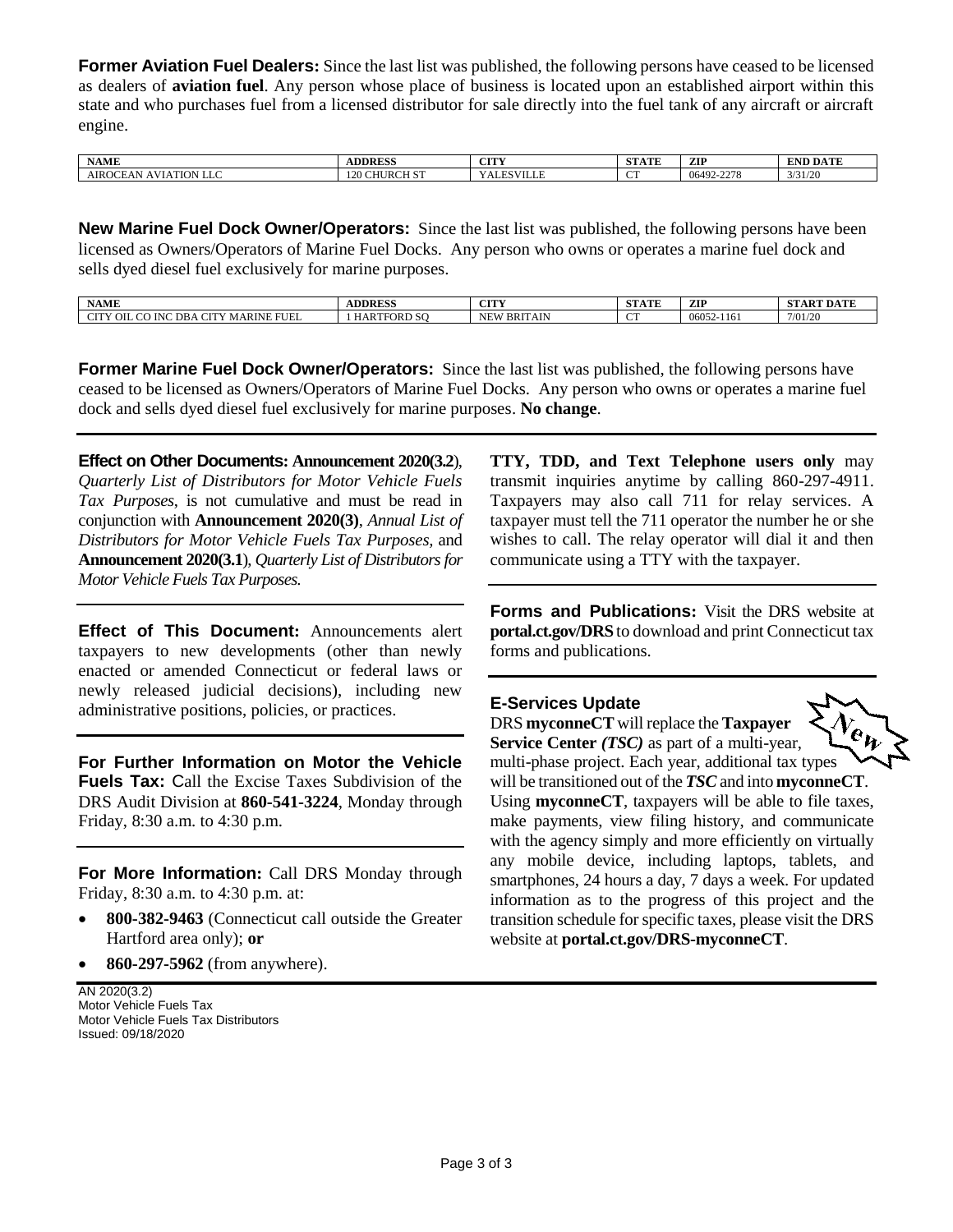**Former Aviation Fuel Dealers:** Since the last list was published, the following persons have ceased to be licensed as dealers of **aviation fuel**. Any person whose place of business is located upon an established airport within this state and who purchases fuel from a licensed distributor for sale directly into the fuel tank of any aircraft or aircraft engine.

| NAME | ADDRESS | CITY | STATE | ZIP | END DATE |
|---|---|---|---|---|---|
| AIROCEAN AVIATION LLC | 120 CHURCH ST | YALESVILLE | CT | 06492-2278 | 3/31/20 |

**New Marine Fuel Dock Owner/Operators:** Since the last list was published, the following persons have been licensed as Owners/Operators of Marine Fuel Docks. Any person who owns or operates a marine fuel dock and sells dyed diesel fuel exclusively for marine purposes.

| NAME | ADDRESS | CITY | STATE | ZIP | START DATE |
|---|---|---|---|---|---|
| CITY OIL CO INC DBA CITY MARINE FUEL | 1 HARTFORD SQ | NEW BRITAIN | CT | 06052-1161 | 7/01/20 |

**Former Marine Fuel Dock Owner/Operators:** Since the last list was published, the following persons have ceased to be licensed as Owners/Operators of Marine Fuel Docks. Any person who owns or operates a marine fuel dock and sells dyed diesel fuel exclusively for marine purposes. **No change**.

**Effect on Other Documents: Announcement 2020(3.2**), *Quarterly List of Distributors for Motor Vehicle Fuels Tax Purposes*, is not cumulative and must be read in conjunction with **Announcement 2020(3)**, *Annual List of Distributors for Motor Vehicle Fuels Tax Purposes,* and **Announcement 2020(3.1**), *Quarterly List of Distributors for Motor Vehicle Fuels Tax Purposes.*

**Effect of This Document:** Announcements alert taxpayers to new developments (other than newly enacted or amended Connecticut or federal laws or newly released judicial decisions), including new administrative positions, policies, or practices.

**For Further Information on Motor the Vehicle Fuels Tax:** Call the Excise Taxes Subdivision of the DRS Audit Division at **860-541-3224**, Monday through Friday, 8:30 a.m. to 4:30 p.m.

**For More Information:** Call DRS Monday through Friday, 8:30 a.m. to 4:30 p.m. at:

- **800-382-9463** (Connecticut call outside the Greater Hartford area only); **or**
- **860-297-5962** (from anywhere).

**TTY, TDD, and Text Telephone users only** may transmit inquiries anytime by calling 860-297-4911. Taxpayers may also call 711 for relay services. A taxpayer must tell the 711 operator the number he or she wishes to call. The relay operator will dial it and then communicate using a TTY with the taxpayer.

**Forms and Publications:** Visit the DRS website at **portal.ct.gov/DRS** to download and print Connecticut tax forms and publications.

**E-Services Update**

New

DRS **myconneCT** will replace the **Taxpayer Service Center** ***(TSC)*** as part of a multi-year, multi-phase project. Each year, additional tax types will be transitioned out of the ***TSC*** and into **myconneCT**. Using **myconneCT**, taxpayers will be able to file taxes, make payments, view filing history, and communicate with the agency simply and more efficiently on virtually any mobile device, including laptops, tablets, and smartphones, 24 hours a day, 7 days a week. For updated information as to the progress of this project and the transition schedule for specific taxes, please visit the DRS website at **portal.ct.gov/DRS-myconneCT**.

AN 2020(3.2)
Motor Vehicle Fuels Tax
Motor Vehicle Fuels Tax Distributors
Issued: 09/18/2020